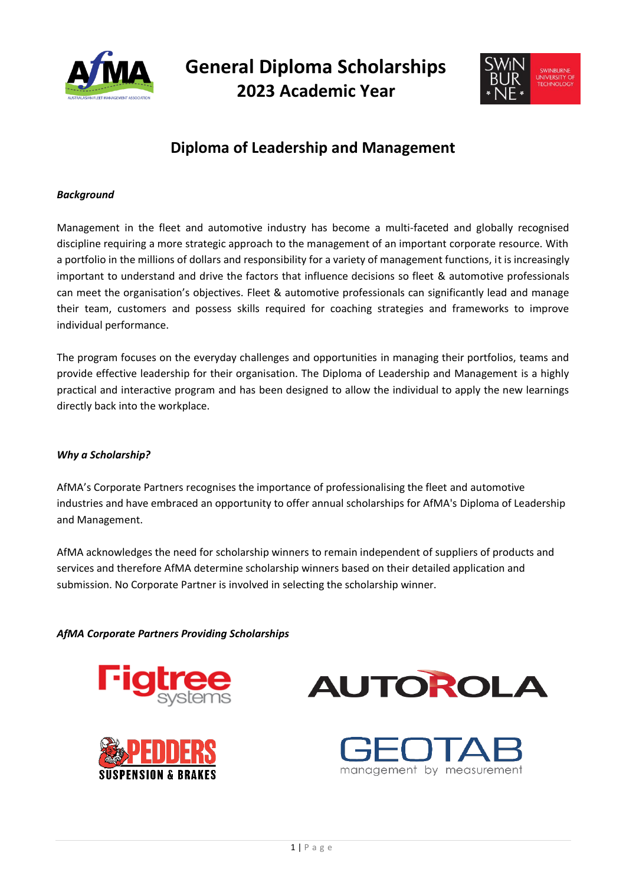# General Diploma Scholarships
# 2023 Academic Year

## Diploma of Leadership and Management

***Background***

Management in the fleet and automotive industry has become a multi-faceted and globally recognised discipline requiring a more strategic approach to the management of an important corporate resource. With a portfolio in the millions of dollars and responsibility for a variety of management functions, it is increasingly important to understand and drive the factors that influence decisions so fleet & automotive professionals can meet the organisation's objectives. Fleet & automotive professionals can significantly lead and manage their team, customers and possess skills required for coaching strategies and frameworks to improve individual performance.

The program focuses on the everyday challenges and opportunities in managing their portfolios, teams and provide effective leadership for their organisation. The Diploma of Leadership and Management is a highly practical and interactive program and has been designed to allow the individual to apply the new learnings directly back into the workplace.

***Why a Scholarship?***

AfMA's Corporate Partners recognises the importance of professionalising the fleet and automotive industries and have embraced an opportunity to offer annual scholarships for AfMA's Diploma of Leadership and Management.

AfMA acknowledges the need for scholarship winners to remain independent of suppliers of products and services and therefore AfMA determine scholarship winners based on their detailed application and submission. No Corporate Partner is involved in selecting the scholarship winner.

***AfMA Corporate Partners Providing Scholarships***

Figtree systems

AUTOROLA

PEDDERS SUSPENSION & BRAKES

GEOTAB management by measurement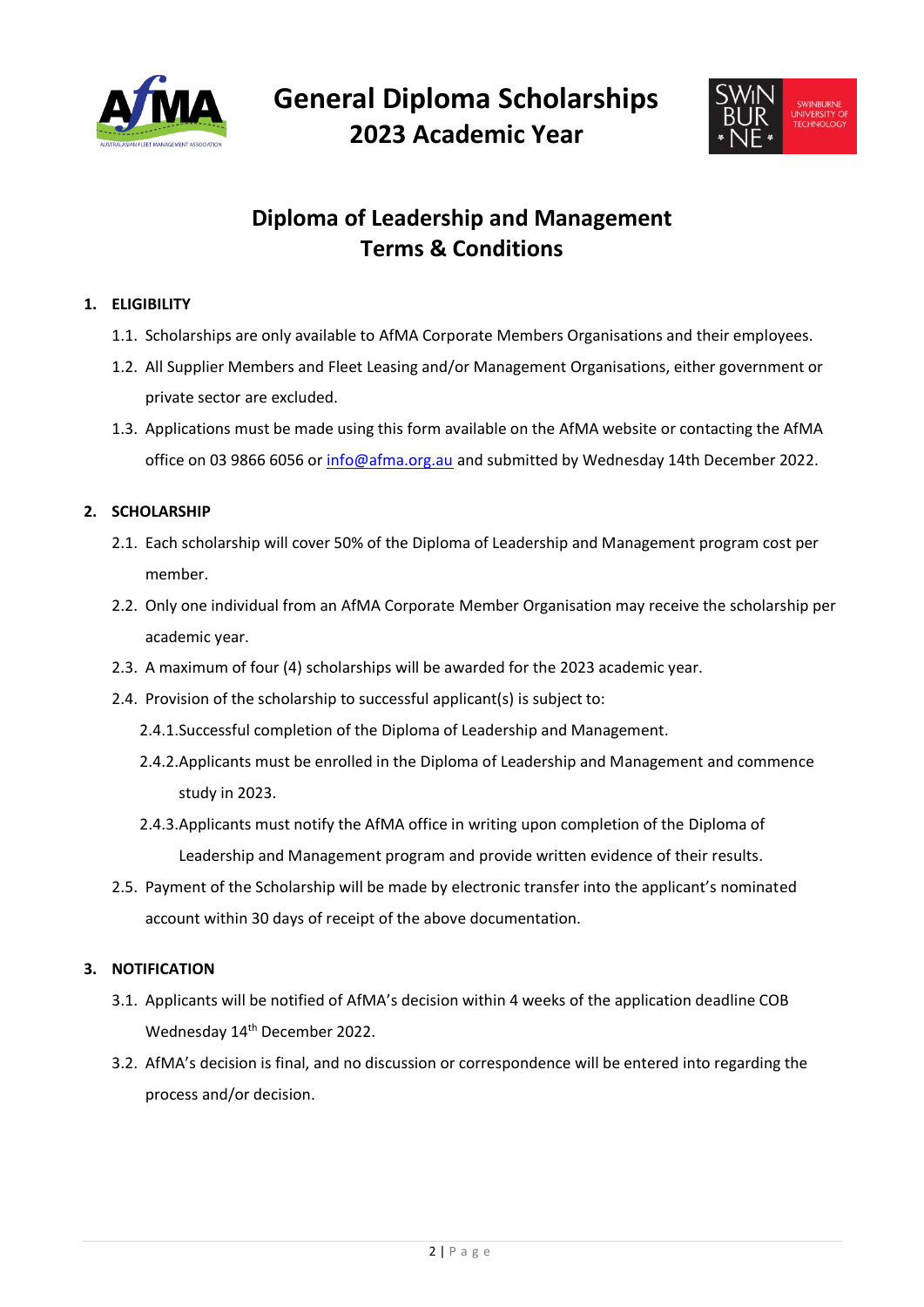# General Diploma Scholarships 2023 Academic Year

## Diploma of Leadership and Management Terms & Conditions

**1. ELIGIBILITY**

1.1. Scholarships are only available to AfMA Corporate Members Organisations and their employees.

1.2. All Supplier Members and Fleet Leasing and/or Management Organisations, either government or private sector are excluded.

1.3. Applications must be made using this form available on the AfMA website or contacting the AfMA office on 03 9866 6056 or info@afma.org.au and submitted by Wednesday 14th December 2022.

**2. SCHOLARSHIP**

2.1. Each scholarship will cover 50% of the Diploma of Leadership and Management program cost per member.

2.2. Only one individual from an AfMA Corporate Member Organisation may receive the scholarship per academic year.

2.3. A maximum of four (4) scholarships will be awarded for the 2023 academic year.

2.4. Provision of the scholarship to successful applicant(s) is subject to:

2.4.1. Successful completion of the Diploma of Leadership and Management.

2.4.2. Applicants must be enrolled in the Diploma of Leadership and Management and commence study in 2023.

2.4.3. Applicants must notify the AfMA office in writing upon completion of the Diploma of Leadership and Management program and provide written evidence of their results.

2.5. Payment of the Scholarship will be made by electronic transfer into the applicant's nominated account within 30 days of receipt of the above documentation.

**3. NOTIFICATION**

3.1. Applicants will be notified of AfMA's decision within 4 weeks of the application deadline COB Wednesday 14th December 2022.

3.2. AfMA's decision is final, and no discussion or correspondence will be entered into regarding the process and/or decision.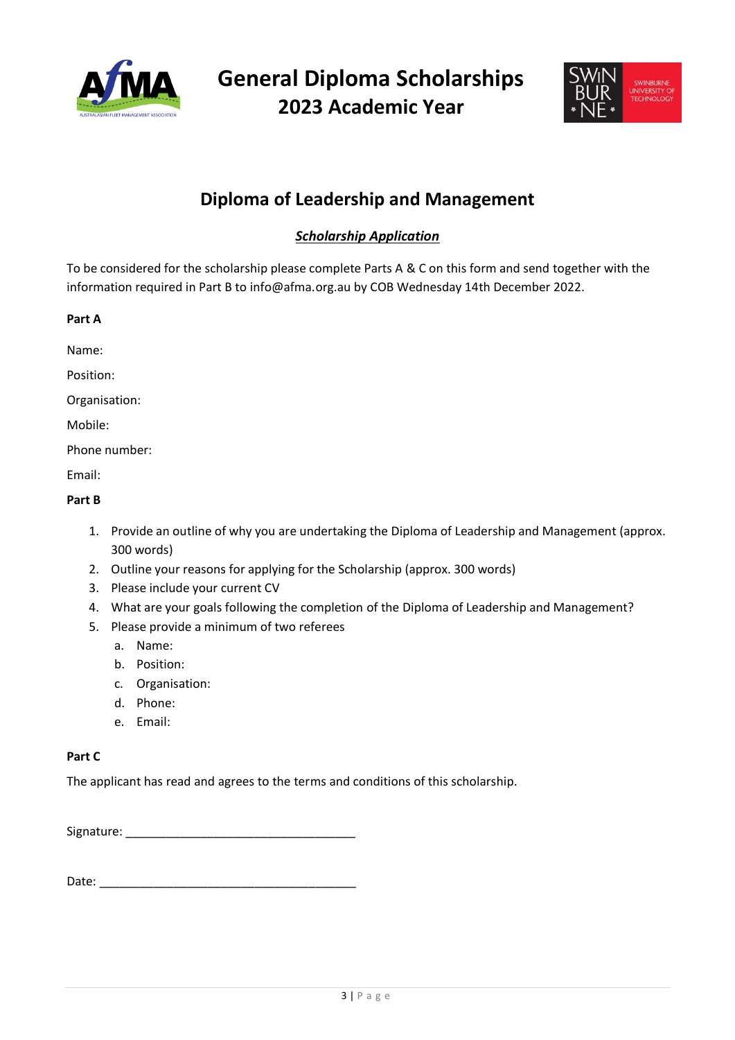# General Diploma Scholarships
## 2023 Academic Year

## Diploma of Leadership and Management

***Scholarship Application***

To be considered for the scholarship please complete Parts A & C on this form and send together with the information required in Part B to info@afma.org.au by COB Wednesday 14th December 2022.

**Part A**

Name:

Position:

Organisation:

Mobile:

Phone number:

Email:

**Part B**

1. Provide an outline of why you are undertaking the Diploma of Leadership and Management (approx. 300 words)
2. Outline your reasons for applying for the Scholarship (approx. 300 words)
3. Please include your current CV
4. What are your goals following the completion of the Diploma of Leadership and Management?
5. Please provide a minimum of two referees
   a. Name:
   b. Position:
   c. Organisation:
   d. Phone:
   e. Email:

**Part C**

The applicant has read and agrees to the terms and conditions of this scholarship.

Signature: ___________________________________

Date: _______________________________________